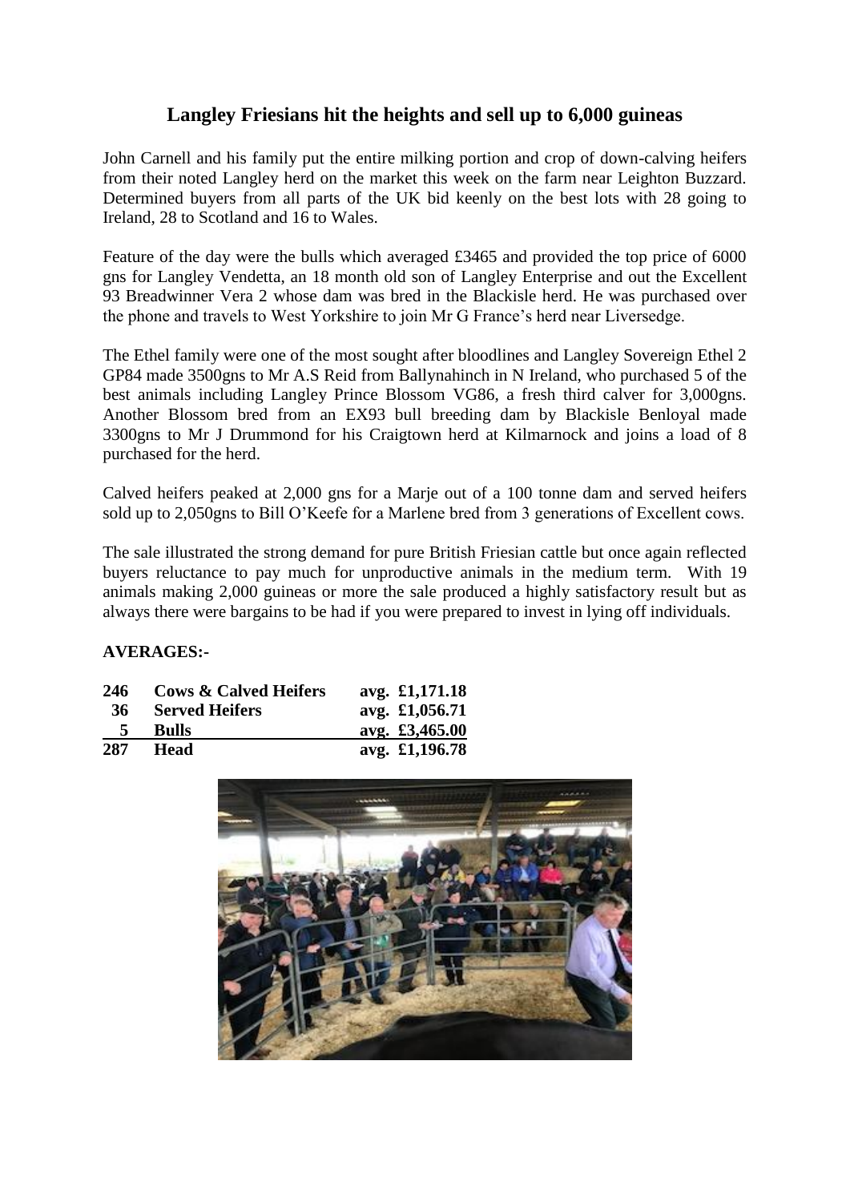## Langley Friesians hit the heights and sell up to 6,000 guineas

John Carnell and his family put the entire milking portion and crop of down-calving heifers from their noted Langley herd on the market this week on the farm near Leighton Buzzard. Determined buyers from all parts of the UK bid keenly on the best lots with 28 going to Ireland, 28 to Scotland and 16 to Wales.

Feature of the day were the bulls which averaged £3465 and provided the top price of 6000 gns for Langley Vendetta, an 18 month old son of Langley Enterprise and out the Excellent 93 Breadwinner Vera 2 whose dam was bred in the Blackisle herd. He was purchased over the phone and travels to West Yorkshire to join Mr G France's herd near Liversedge.

The Ethel family were one of the most sought after bloodlines and Langley Sovereign Ethel 2 GP84 made 3500gns to Mr A.S Reid from Ballynahinch in N Ireland, who purchased 5 of the best animals including Langley Prince Blossom VG86, a fresh third calver for 3,000gns. Another Blossom bred from an EX93 bull breeding dam by Blackisle Benloyal made 3300gns to Mr J Drummond for his Craigtown herd at Kilmarnock and joins a load of 8 purchased for the herd.

Calved heifers peaked at 2,000 gns for a Marje out of a 100 tonne dam and served heifers sold up to 2,050gns to Bill O'Keefe for a Marlene bred from 3 generations of Excellent cows.

The sale illustrated the strong demand for pure British Friesian cattle but once again reflected buyers reluctance to pay much for unproductive animals in the medium term. With 19 animals making 2,000 guineas or more the sale produced a highly satisfactory result but as always there were bargains to be had if you were prepared to invest in lying off individuals.

**AVERAGES:-**

| | | |
|---|---|---|
| **246** | **Cows & Calved Heifers** | **avg. £1,171.18** |
| **36** | **Served Heifers** | **avg. £1,056.71** |
| **5** | **Bulls** | **avg. £3,465.00** |
| **287** | **Head** | **avg. £1,196.78** |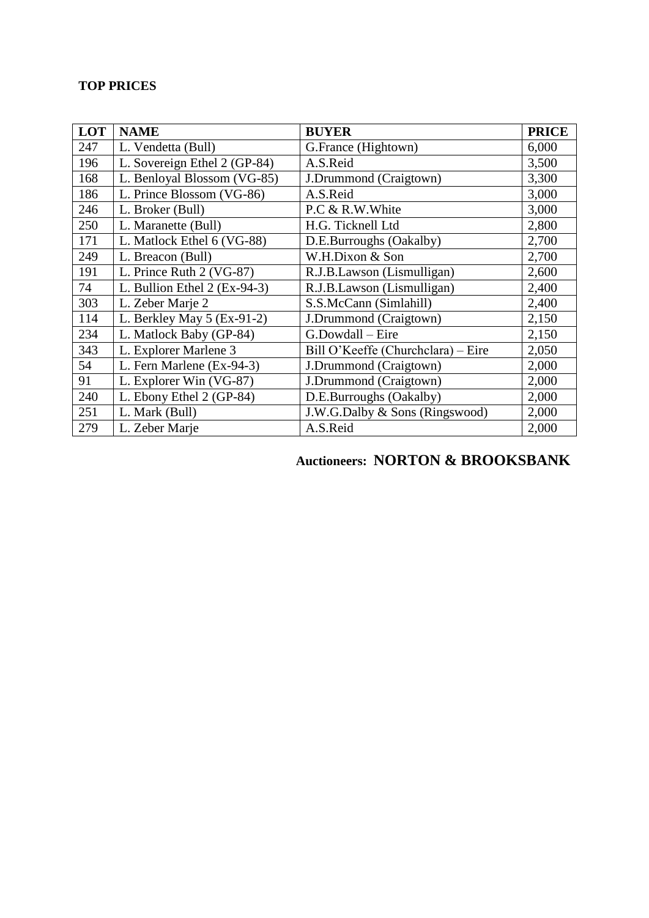**TOP PRICES**

| LOT | NAME | BUYER | PRICE |
|---|---|---|---|
| 247 | L. Vendetta (Bull) | G.France (Hightown) | 6,000 |
| 196 | L. Sovereign Ethel 2 (GP-84) | A.S.Reid | 3,500 |
| 168 | L. Benloyal Blossom (VG-85) | J.Drummond (Craigtown) | 3,300 |
| 186 | L. Prince Blossom (VG-86) | A.S.Reid | 3,000 |
| 246 | L. Broker (Bull) | P.C & R.W.White | 3,000 |
| 250 | L. Maranette (Bull) | H.G. Ticknell Ltd | 2,800 |
| 171 | L. Matlock Ethel 6 (VG-88) | D.E.Burroughs (Oakalby) | 2,700 |
| 249 | L. Breacon (Bull) | W.H.Dixon & Son | 2,700 |
| 191 | L. Prince Ruth 2 (VG-87) | R.J.B.Lawson (Lismulligan) | 2,600 |
| 74 | L. Bullion Ethel 2 (Ex-94-3) | R.J.B.Lawson (Lismulligan) | 2,400 |
| 303 | L. Zeber Marje 2 | S.S.McCann (Simlahill) | 2,400 |
| 114 | L. Berkley May 5 (Ex-91-2) | J.Drummond (Craigtown) | 2,150 |
| 234 | L. Matlock Baby (GP-84) | G.Dowdall – Eire | 2,150 |
| 343 | L. Explorer Marlene 3 | Bill O'Keeffe (Churchclara) – Eire | 2,050 |
| 54 | L. Fern Marlene (Ex-94-3) | J.Drummond (Craigtown) | 2,000 |
| 91 | L. Explorer Win (VG-87) | J.Drummond (Craigtown) | 2,000 |
| 240 | L. Ebony Ethel 2 (GP-84) | D.E.Burroughs (Oakalby) | 2,000 |
| 251 | L. Mark (Bull) | J.W.G.Dalby & Sons (Ringswood) | 2,000 |
| 279 | L. Zeber Marje | A.S.Reid | 2,000 |

**Auctioneers: NORTON & BROOKSBANK**